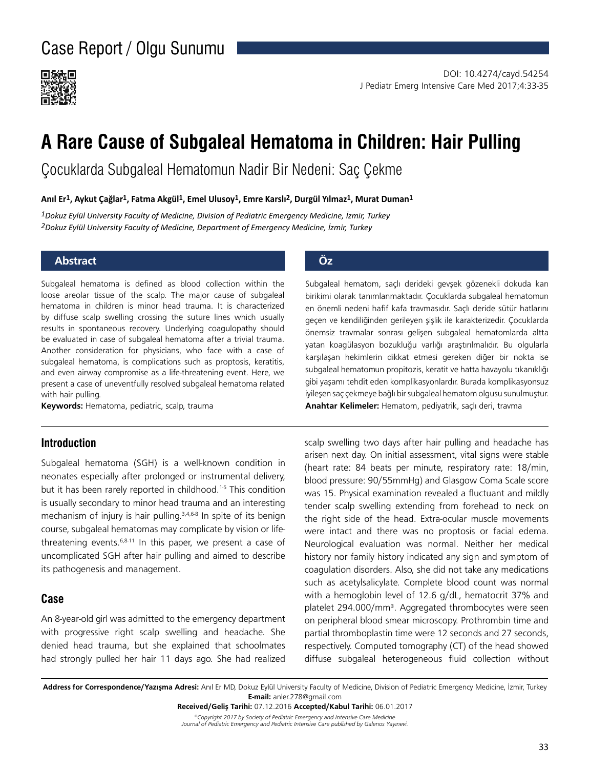Case Report / Olgu Sunumu

DOI: 10.4274/cayd.54254

# A Rare Cause of Subgaleal Hematoma in Children: Hair Pulling

## Çocuklarda Subgaleal Hematomun Nadir Bir Nedeni: Saç Çekme

**Anıl Er[1], Aykut Çağlar[1], Fatma Akgül[1], Emel Ulusoy[1], Emre Karslı[2], Durgül Yılmaz[1], Murat Duman[1]**

*[1]Dokuz Eylül University Faculty of Medicine, Division of Pediatric Emergency Medicine, İzmir, Turkey*
*[2]Dokuz Eylül University Faculty of Medicine, Department of Emergency Medicine, İzmir, Turkey*

### Abstract

Subgaleal hematoma is defined as blood collection within the loose areolar tissue of the scalp. The major cause of subgaleal hematoma in children is minor head trauma. It is characterized by diffuse scalp swelling crossing the suture lines which usually results in spontaneous recovery. Underlying coagulopathy should be evaluated in case of subgaleal hematoma after a trivial trauma. Another consideration for physicians, who face with a case of subgaleal hematoma, is complications such as proptosis, keratitis, and even airway compromise as a life-threatening event. Here, we present a case of uneventfully resolved subgaleal hematoma related with hair pulling.

**Keywords:** Hematoma, pediatric, scalp, trauma

### Öz

Subgaleal hematom, saçlı derideki gevşek gözenekli dokuda kan birikimi olarak tanımlanmaktadır. Çocuklarda subgaleal hematomun en önemli nedeni hafif kafa travmasıdır. Saçlı deride sütür hatlarını geçen ve kendiliğinden gerileyen şişlik ile karakterizedir. Çocuklarda önemsiz travmalar sonrası gelişen subgaleal hematomlarda altta yatan koagülasyon bozukluğu varlığı araştırılmalıdır. Bu olgularla karşılaşan hekimlerin dikkat etmesi gereken diğer bir nokta ise subgaleal hematomun propitozis, keratit ve hatta havayolu tıkanıklığı gibi yaşamı tehdit eden komplikasyonlardır. Burada komplikasyonsuz iyileşen saç çekmeye bağlı bir subgaleal hematom olgusu sunulmuştur.

**Anahtar Kelimeler:** Hematom, pediyatrik, saçlı deri, travma

## Introduction

Subgaleal hematoma (SGH) is a well-known condition in neonates especially after prolonged or instrumental delivery, but it has been rarely reported in childhood.[1-5] This condition is usually secondary to minor head trauma and an interesting mechanism of injury is hair pulling.[3,4,6-8] In spite of its benign course, subgaleal hematomas may complicate by vision or life-threatening events.[6,8-11] In this paper, we present a case of uncomplicated SGH after hair pulling and aimed to describe its pathogenesis and management.

## Case

An 8-year-old girl was admitted to the emergency department with progressive right scalp swelling and headache. She denied head trauma, but she explained that schoolmates had strongly pulled her hair 11 days ago. She had realized scalp swelling two days after hair pulling and headache has arisen next day. On initial assessment, vital signs were stable (heart rate: 84 beats per minute, respiratory rate: 18/min, blood pressure: 90/55mmHg) and Glasgow Coma Scale score was 15. Physical examination revealed a fluctuant and mildly tender scalp swelling extending from forehead to neck on the right side of the head. Extra-ocular muscle movements were intact and there was no proptosis or facial edema. Neurological evaluation was normal. Neither her medical history nor family history indicated any sign and symptom of coagulation disorders. Also, she did not take any medications such as acetylsalicylate. Complete blood count was normal with a hemoglobin level of 12.6 g/dL, hematocrit 37% and platelet 294.000/mm³. Aggregated thrombocytes were seen on peripheral blood smear microscopy. Prothrombin time and partial thromboplastin time were 12 seconds and 27 seconds, respectively. Computed tomography (CT) of the head showed diffuse subgaleal heterogeneous fluid collection without

**Address for Correspondence/Yazışma Adresi:** Anıl Er MD, Dokuz Eylül University Faculty of Medicine, Division of Pediatric Emergency Medicine, İzmir, Turkey
**E-mail:** anler.278@gmail.com
**Received/Geliş Tarihi:** 07.12.2016 **Accepted/Kabul Tarihi:** 06.01.2017

*©Copyright 2017 by Society of Pediatric Emergency and Intensive Care Medicine*
*Journal of Pediatric Emergency and Pediatric Intensive Care published by Galenos Yayınevi.*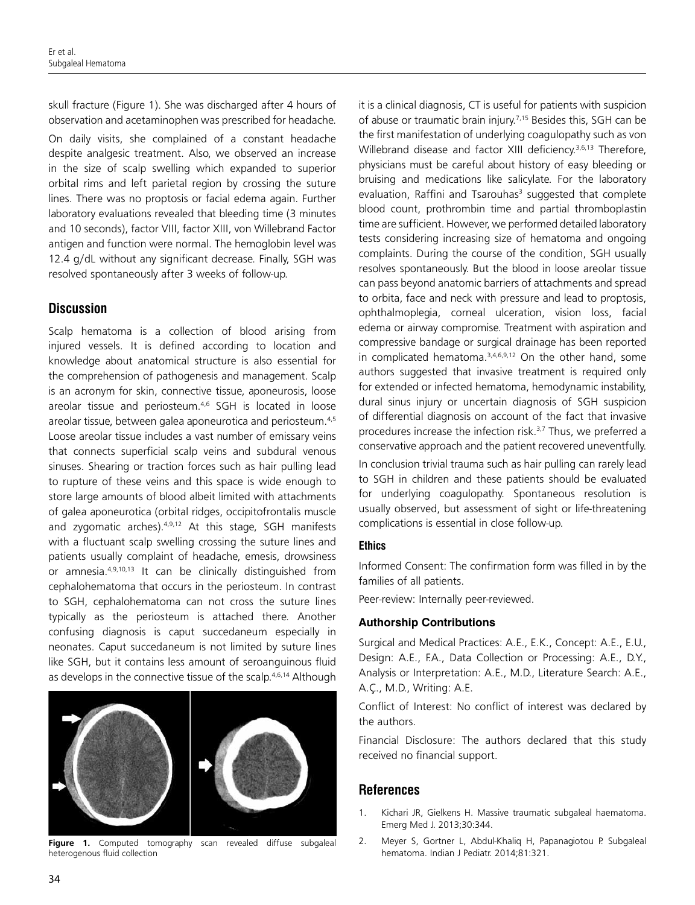skull fracture (Figure 1). She was discharged after 4 hours of observation and acetaminophen was prescribed for headache.

On daily visits, she complained of a constant headache despite analgesic treatment. Also, we observed an increase in the size of scalp swelling which expanded to superior orbital rims and left parietal region by crossing the suture lines. There was no proptosis or facial edema again. Further laboratory evaluations revealed that bleeding time (3 minutes and 10 seconds), factor VIII, factor XIII, von Willebrand Factor antigen and function were normal. The hemoglobin level was 12.4 g/dL without any significant decrease. Finally, SGH was resolved spontaneously after 3 weeks of follow-up.

## Discussion

Scalp hematoma is a collection of blood arising from injured vessels. It is defined according to location and knowledge about anatomical structure is also essential for the comprehension of pathogenesis and management. Scalp is an acronym for skin, connective tissue, aponeurosis, loose areolar tissue and periosteum.[4,6] SGH is located in loose areolar tissue, between galea aponeurotica and periosteum.[4,5] Loose areolar tissue includes a vast number of emissary veins that connects superficial scalp veins and subdural venous sinuses. Shearing or traction forces such as hair pulling lead to rupture of these veins and this space is wide enough to store large amounts of blood albeit limited with attachments of galea aponeurotica (orbital ridges, occipitofrontalis muscle and zygomatic arches).[4,9,12] At this stage, SGH manifests with a fluctuant scalp swelling crossing the suture lines and patients usually complaint of headache, emesis, drowsiness or amnesia.[4,9,10,13] It can be clinically distinguished from cephalohematoma that occurs in the periosteum. In contrast to SGH, cephalohematoma can not cross the suture lines typically as the periosteum is attached there. Another confusing diagnosis is caput succedaneum especially in neonates. Caput succedaneum is not limited by suture lines like SGH, but it contains less amount of seroanguinous fluid as develops in the connective tissue of the scalp.[4,6,14] Although it is a clinical diagnosis, CT is useful for patients with suspicion of abuse or traumatic brain injury.[7,15] Besides this, SGH can be the first manifestation of underlying coagulopathy such as von Willebrand disease and factor XIII deficiency.[3,6,13] Therefore, physicians must be careful about history of easy bleeding or bruising and medications like salicylate. For the laboratory evaluation, Raffini and Tsarouhas[3] suggested that complete blood count, prothrombin time and partial thromboplastin time are sufficient. However, we performed detailed laboratory tests considering increasing size of hematoma and ongoing complaints. During the course of the condition, SGH usually resolves spontaneously. But the blood in loose areolar tissue can pass beyond anatomic barriers of attachments and spread to orbita, face and neck with pressure and lead to proptosis, ophthalmoplegia, corneal ulceration, vision loss, facial edema or airway compromise. Treatment with aspiration and compressive bandage or surgical drainage has been reported in complicated hematoma.[3,4,6,9,12] On the other hand, some authors suggested that invasive treatment is required only for extended or infected hematoma, hemodynamic instability, dural sinus injury or uncertain diagnosis of SGH suspicion of differential diagnosis on account of the fact that invasive procedures increase the infection risk.[3,7] Thus, we preferred a conservative approach and the patient recovered uneventfully.

Figure 1. Computed tomography scan revealed diffuse subgaleal heterogenous fluid collection

In conclusion trivial trauma such as hair pulling can rarely lead to SGH in children and these patients should be evaluated for underlying coagulopathy. Spontaneous resolution is usually observed, but assessment of sight or life-threatening complications is essential in close follow-up.

### Ethics

Informed Consent: The confirmation form was filled in by the families of all patients.

Peer-review: Internally peer-reviewed.

### Authorship Contributions

Surgical and Medical Practices: A.E., E.K., Concept: A.E., E.U., Design: A.E., F.A., Data Collection or Processing: A.E., D.Y., Analysis or Interpretation: A.E., M.D., Literature Search: A.E., A.Ç., M.D., Writing: A.E.

Conflict of Interest: No conflict of interest was declared by the authors.

Financial Disclosure: The authors declared that this study received no financial support.

## References

1. Kichari JR, Gielkens H. Massive traumatic subgaleal haematoma. Emerg Med J. 2013;30:344.
2. Meyer S, Gortner L, Abdul-Khaliq H, Papanagiotou P. Subgaleal hematoma. Indian J Pediatr. 2014;81:321.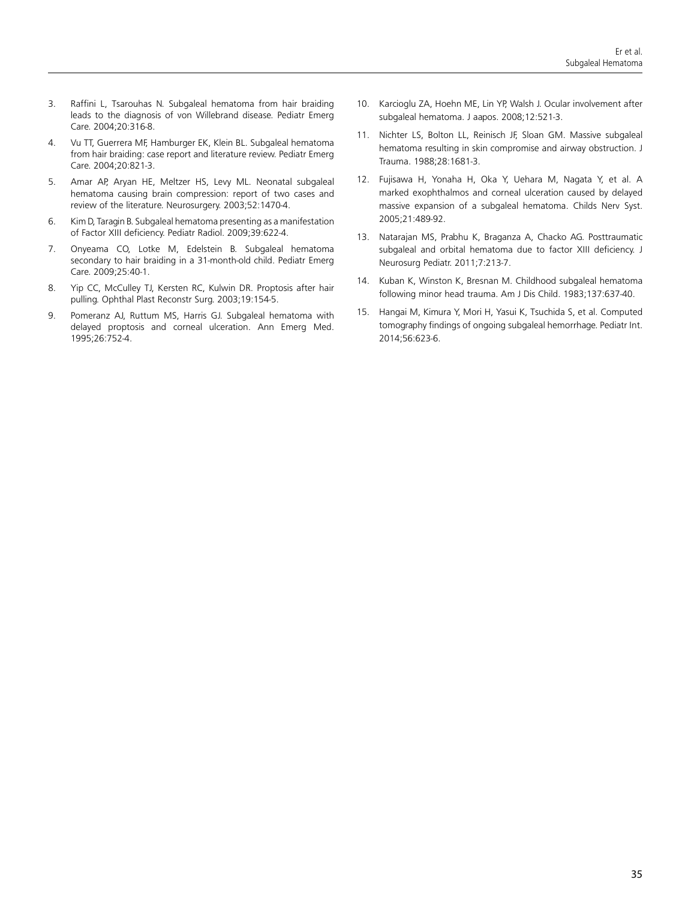3. Raffini L, Tsarouhas N. Subgaleal hematoma from hair braiding leads to the diagnosis of von Willebrand disease. Pediatr Emerg Care. 2004;20:316-8.
4. Vu TT, Guerrera MF, Hamburger EK, Klein BL. Subgaleal hematoma from hair braiding: case report and literature review. Pediatr Emerg Care. 2004;20:821-3.
5. Amar AP, Aryan HE, Meltzer HS, Levy ML. Neonatal subgaleal hematoma causing brain compression: report of two cases and review of the literature. Neurosurgery. 2003;52:1470-4.
6. Kim D, Taragin B. Subgaleal hematoma presenting as a manifestation of Factor XIII deficiency. Pediatr Radiol. 2009;39:622-4.
7. Onyeama CO, Lotke M, Edelstein B. Subgaleal hematoma secondary to hair braiding in a 31-month-old child. Pediatr Emerg Care. 2009;25:40-1.
8. Yip CC, McCulley TJ, Kersten RC, Kulwin DR. Proptosis after hair pulling. Ophthal Plast Reconstr Surg. 2003;19:154-5.
9. Pomeranz AJ, Ruttum MS, Harris GJ. Subgaleal hematoma with delayed proptosis and corneal ulceration. Ann Emerg Med. 1995;26:752-4.
10. Karcioglu ZA, Hoehn ME, Lin YP, Walsh J. Ocular involvement after subgaleal hematoma. J aapos. 2008;12:521-3.
11. Nichter LS, Bolton LL, Reinisch JF, Sloan GM. Massive subgaleal hematoma resulting in skin compromise and airway obstruction. J Trauma. 1988;28:1681-3.
12. Fujisawa H, Yonaha H, Oka Y, Uehara M, Nagata Y, et al. A marked exophthalmos and corneal ulceration caused by delayed massive expansion of a subgaleal hematoma. Childs Nerv Syst. 2005;21:489-92.
13. Natarajan MS, Prabhu K, Braganza A, Chacko AG. Posttraumatic subgaleal and orbital hematoma due to factor XIII deficiency. J Neurosurg Pediatr. 2011;7:213-7.
14. Kuban K, Winston K, Bresnan M. Childhood subgaleal hematoma following minor head trauma. Am J Dis Child. 1983;137:637-40.
15. Hangai M, Kimura Y, Mori H, Yasui K, Tsuchida S, et al. Computed tomography findings of ongoing subgaleal hemorrhage. Pediatr Int. 2014;56:623-6.